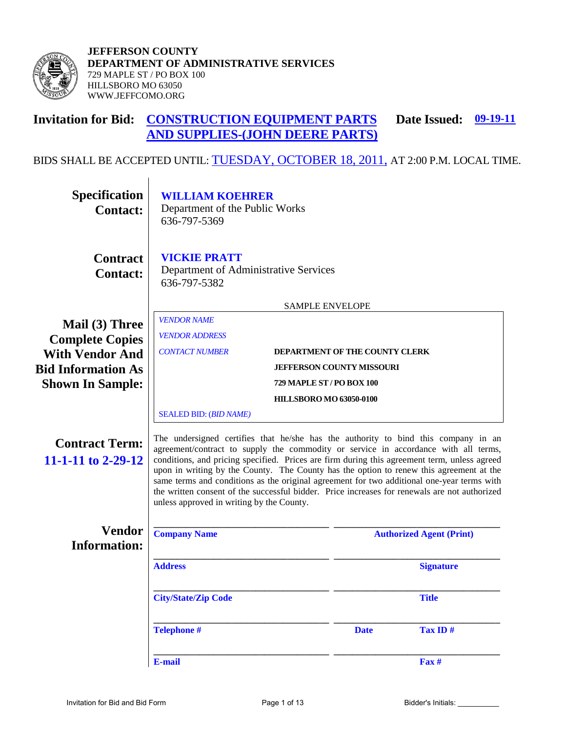**JEFFERSON COUNTY**
**DEPARTMENT OF ADMINISTRATIVE SERVICES**
729 MAPLE ST / PO BOX 100
HILLSBORO MO 63050
WWW.JEFFCOMO.ORG

# Invitation for Bid: CONSTRUCTION EQUIPMENT PARTS AND SUPPLIES-(JOHN DEERE PARTS)

**Date Issued: 09-19-11**

BIDS SHALL BE ACCEPTED UNTIL: TUESDAY, OCTOBER 18, 2011, AT 2:00 P.M. LOCAL TIME.

**Specification Contact:**
**WILLIAM KOEHRER**
Department of the Public Works
636-797-5369

**Contract Contact:**
**VICKIE PRATT**
Department of Administrative Services
636-797-5382

**Mail (3) Three Complete Copies With Vendor And Bid Information As Shown In Sample:**

SAMPLE ENVELOPE

*VENDOR NAME*
*VENDOR ADDRESS*
*CONTACT NUMBER*

**DEPARTMENT OF THE COUNTY CLERK**
**JEFFERSON COUNTY MISSOURI**
**729 MAPLE ST / PO BOX 100**
**HILLSBORO MO 63050-0100**

SEALED BID: (*BID NAME*)

**Contract Term: 11-1-11 to 2-29-12**

The undersigned certifies that he/she has the authority to bind this company in an agreement/contract to supply the commodity or service in accordance with all terms, conditions, and pricing specified. Prices are firm during this agreement term, unless agreed upon in writing by the County. The County has the option to renew this agreement at the same terms and conditions as the original agreement for two additional one-year terms with the written consent of the successful bidder. Price increases for renewals are not authorized unless approved in writing by the County.

**Vendor Information:**

| | |
|---|---|
| ______________________ **Company Name** | ______________________ **Authorized Agent (Print)** |
| ______________________ **Address** | ______________________ **Signature** |
| ______________________ **City/State/Zip Code** | ______________________ **Title** |
| ______________________ **Telephone #** | ______________________ **Date** **Tax ID #** |
| ______________________ **E-mail** | ______________________ **Fax #** |

Bidder's Initials: __________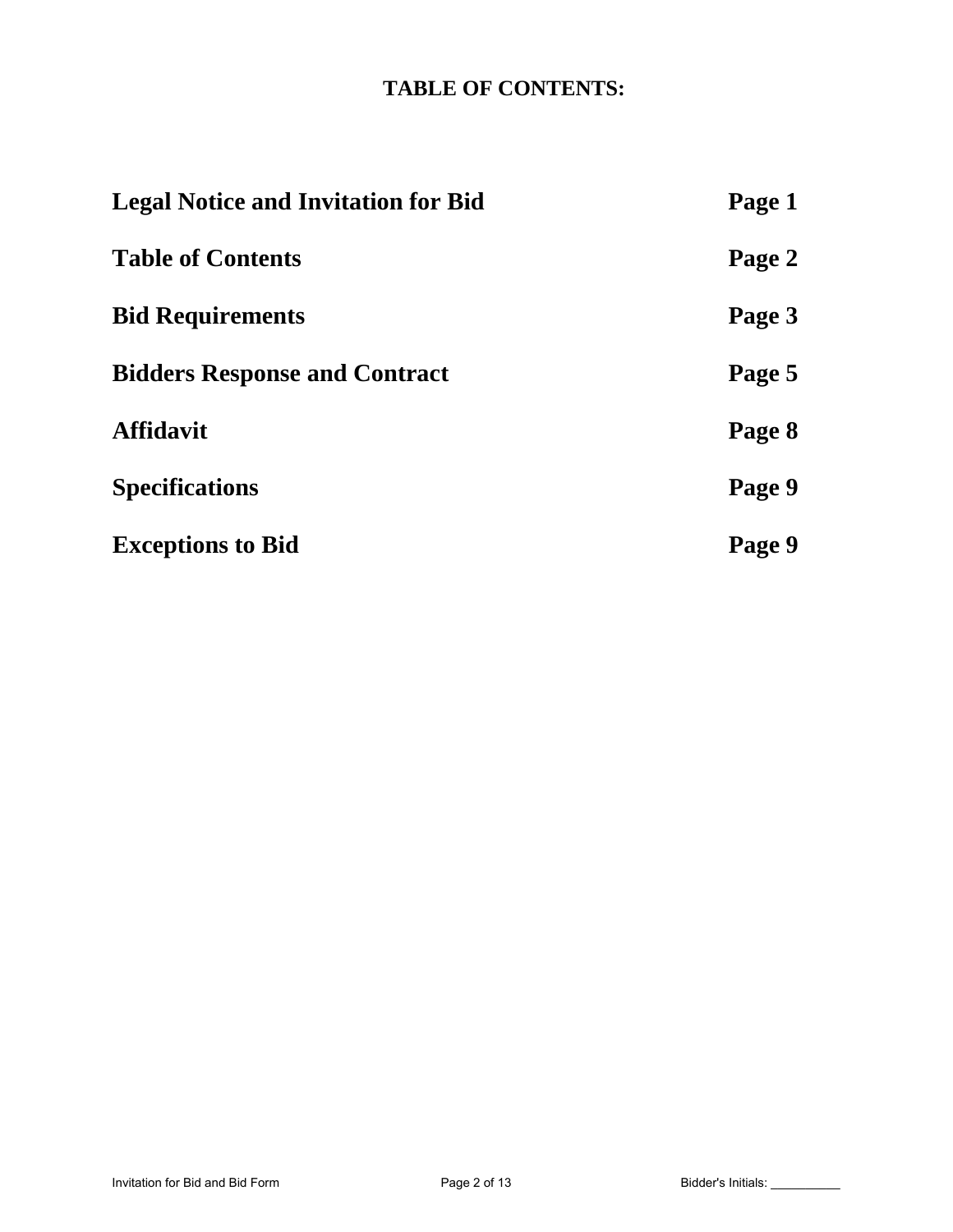# TABLE OF CONTENTS:

| | |
|---|---|
| **Legal Notice and Invitation for Bid** | **Page 1** |
| **Table of Contents** | **Page 2** |
| **Bid Requirements** | **Page 3** |
| **Bidders Response and Contract** | **Page 5** |
| **Affidavit** | **Page 8** |
| **Specifications** | **Page 9** |
| **Exceptions to Bid** | **Page 9** |

Bidder's Initials: __________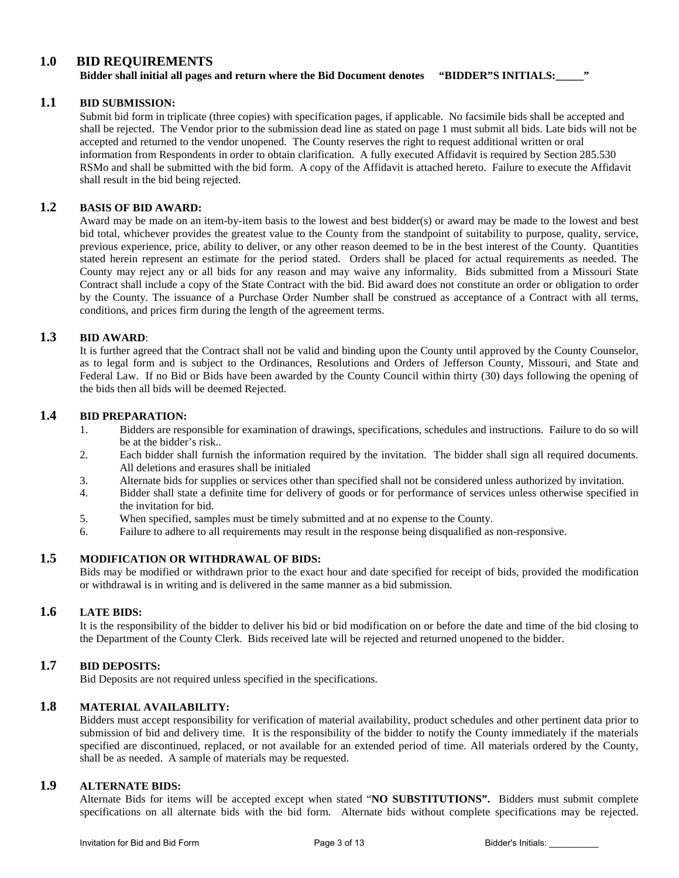## 1.0 BID REQUIREMENTS

**Bidder shall initial all pages and return where the Bid Document denotes "BIDDER"S INITIALS:\_\_\_\_\_"**

### 1.1 BID SUBMISSION:

Submit bid form in triplicate (three copies) with specification pages, if applicable. No facsimile bids shall be accepted and shall be rejected. The Vendor prior to the submission dead line as stated on page 1 must submit all bids. Late bids will not be accepted and returned to the vendor unopened. The County reserves the right to request additional written or oral information from Respondents in order to obtain clarification. A fully executed Affidavit is required by Section 285.530 RSMo and shall be submitted with the bid form. A copy of the Affidavit is attached hereto. Failure to execute the Affidavit shall result in the bid being rejected.

### 1.2 BASIS OF BID AWARD:

Award may be made on an item-by-item basis to the lowest and best bidder(s) or award may be made to the lowest and best bid total, whichever provides the greatest value to the County from the standpoint of suitability to purpose, quality, service, previous experience, price, ability to deliver, or any other reason deemed to be in the best interest of the County. Quantities stated herein represent an estimate for the period stated. Orders shall be placed for actual requirements as needed. The County may reject any or all bids for any reason and may waive any informality. Bids submitted from a Missouri State Contract shall include a copy of the State Contract with the bid. Bid award does not constitute an order or obligation to order by the County. The issuance of a Purchase Order Number shall be construed as acceptance of a Contract with all terms, conditions, and prices firm during the length of the agreement terms.

### 1.3 BID AWARD:

It is further agreed that the Contract shall not be valid and binding upon the County until approved by the County Counselor, as to legal form and is subject to the Ordinances, Resolutions and Orders of Jefferson County, Missouri, and State and Federal Law. If no Bid or Bids have been awarded by the County Council within thirty (30) days following the opening of the bids then all bids will be deemed Rejected.

### 1.4 BID PREPARATION:

1. Bidders are responsible for examination of drawings, specifications, schedules and instructions. Failure to do so will be at the bidder's risk..
2. Each bidder shall furnish the information required by the invitation. The bidder shall sign all required documents. All deletions and erasures shall be initialed
3. Alternate bids for supplies or services other than specified shall not be considered unless authorized by invitation.
4. Bidder shall state a definite time for delivery of goods or for performance of services unless otherwise specified in the invitation for bid.
5. When specified, samples must be timely submitted and at no expense to the County.
6. Failure to adhere to all requirements may result in the response being disqualified as non-responsive.

### 1.5 MODIFICATION OR WITHDRAWAL OF BIDS:

Bids may be modified or withdrawn prior to the exact hour and date specified for receipt of bids, provided the modification or withdrawal is in writing and is delivered in the same manner as a bid submission.

### 1.6 LATE BIDS:

It is the responsibility of the bidder to deliver his bid or bid modification on or before the date and time of the bid closing to the Department of the County Clerk. Bids received late will be rejected and returned unopened to the bidder.

### 1.7 BID DEPOSITS:

Bid Deposits are not required unless specified in the specifications.

### 1.8 MATERIAL AVAILABILITY:

Bidders must accept responsibility for verification of material availability, product schedules and other pertinent data prior to submission of bid and delivery time. It is the responsibility of the bidder to notify the County immediately if the materials specified are discontinued, replaced, or not available for an extended period of time. All materials ordered by the County, shall be as needed. A sample of materials may be requested.

### 1.9 ALTERNATE BIDS:

Alternate Bids for items will be accepted except when stated "**NO SUBSTITUTIONS".** Bidders must submit complete specifications on all alternate bids with the bid form. Alternate bids without complete specifications may be rejected.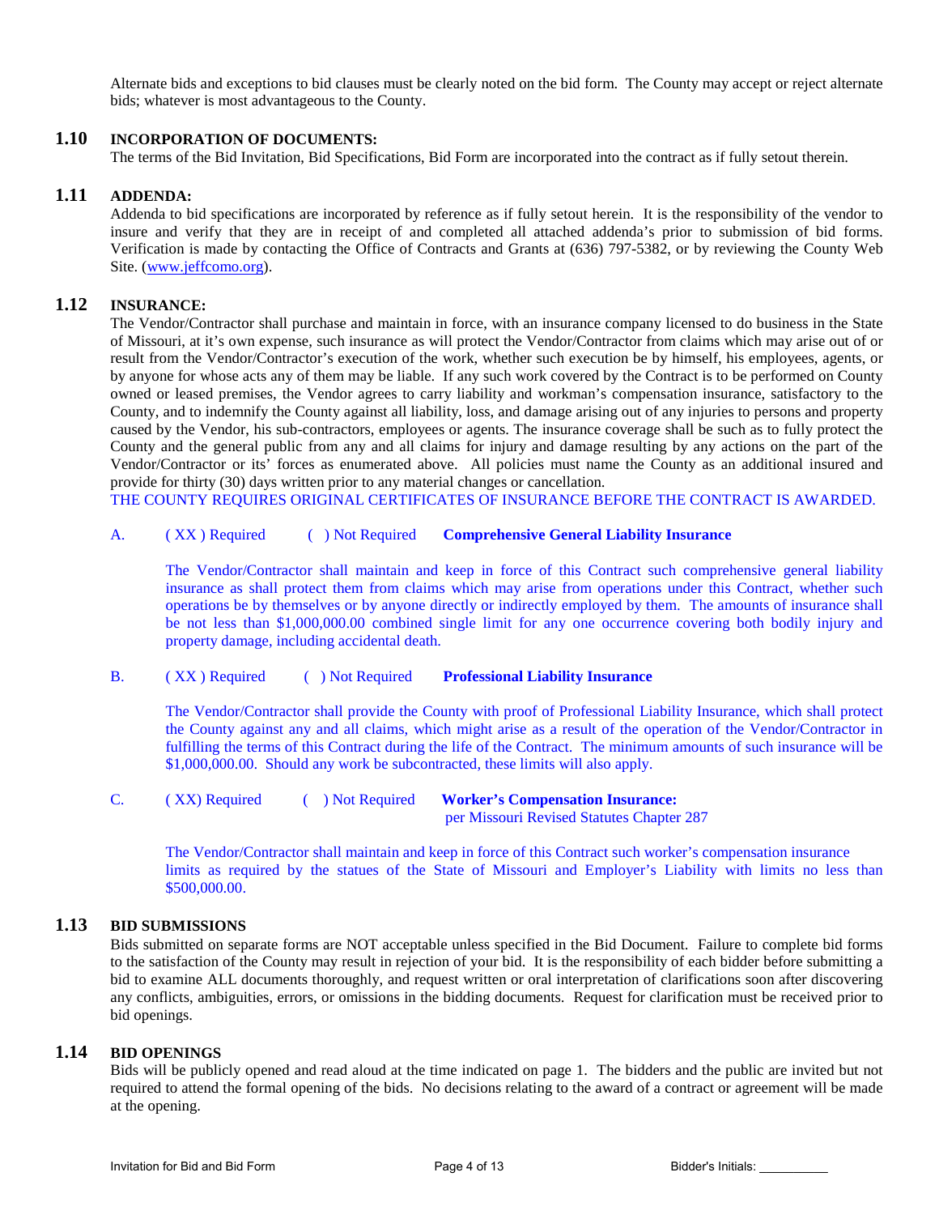Alternate bids and exceptions to bid clauses must be clearly noted on the bid form. The County may accept or reject alternate bids; whatever is most advantageous to the County.

## 1.10 INCORPORATION OF DOCUMENTS:

The terms of the Bid Invitation, Bid Specifications, Bid Form are incorporated into the contract as if fully setout therein.

## 1.11 ADDENDA:

Addenda to bid specifications are incorporated by reference as if fully setout herein. It is the responsibility of the vendor to insure and verify that they are in receipt of and completed all attached addenda's prior to submission of bid forms. Verification is made by contacting the Office of Contracts and Grants at (636) 797-5382, or by reviewing the County Web Site. (www.jeffcomo.org).

## 1.12 INSURANCE:

The Vendor/Contractor shall purchase and maintain in force, with an insurance company licensed to do business in the State of Missouri, at it's own expense, such insurance as will protect the Vendor/Contractor from claims which may arise out of or result from the Vendor/Contractor's execution of the work, whether such execution be by himself, his employees, agents, or by anyone for whose acts any of them may be liable. If any such work covered by the Contract is to be performed on County owned or leased premises, the Vendor agrees to carry liability and workman's compensation insurance, satisfactory to the County, and to indemnify the County against all liability, loss, and damage arising out of any injuries to persons and property caused by the Vendor, his sub-contractors, employees or agents. The insurance coverage shall be such as to fully protect the County and the general public from any and all claims for injury and damage resulting by any actions on the part of the Vendor/Contractor or its' forces as enumerated above. All policies must name the County as an additional insured and provide for thirty (30) days written prior to any material changes or cancellation.
THE COUNTY REQUIRES ORIGINAL CERTIFICATES OF INSURANCE BEFORE THE CONTRACT IS AWARDED.

A. ( XX ) Required ( ) Not Required **Comprehensive General Liability Insurance**

The Vendor/Contractor shall maintain and keep in force of this Contract such comprehensive general liability insurance as shall protect them from claims which may arise from operations under this Contract, whether such operations be by themselves or by anyone directly or indirectly employed by them. The amounts of insurance shall be not less than $1,000,000.00 combined single limit for any one occurrence covering both bodily injury and property damage, including accidental death.

B. ( XX ) Required ( ) Not Required **Professional Liability Insurance**

The Vendor/Contractor shall provide the County with proof of Professional Liability Insurance, which shall protect the County against any and all claims, which might arise as a result of the operation of the Vendor/Contractor in fulfilling the terms of this Contract during the life of the Contract. The minimum amounts of such insurance will be $1,000,000.00. Should any work be subcontracted, these limits will also apply.

C. ( XX) Required ( ) Not Required **Worker's Compensation Insurance:**
per Missouri Revised Statutes Chapter 287

The Vendor/Contractor shall maintain and keep in force of this Contract such worker's compensation insurance limits as required by the statues of the State of Missouri and Employer's Liability with limits no less than $500,000.00.

## 1.13 BID SUBMISSIONS

Bids submitted on separate forms are NOT acceptable unless specified in the Bid Document. Failure to complete bid forms to the satisfaction of the County may result in rejection of your bid. It is the responsibility of each bidder before submitting a bid to examine ALL documents thoroughly, and request written or oral interpretation of clarifications soon after discovering any conflicts, ambiguities, errors, or omissions in the bidding documents. Request for clarification must be received prior to bid openings.

## 1.14 BID OPENINGS

Bids will be publicly opened and read aloud at the time indicated on page 1. The bidders and the public are invited but not required to attend the formal opening of the bids. No decisions relating to the award of a contract or agreement will be made at the opening.

Bidder's Initials: __________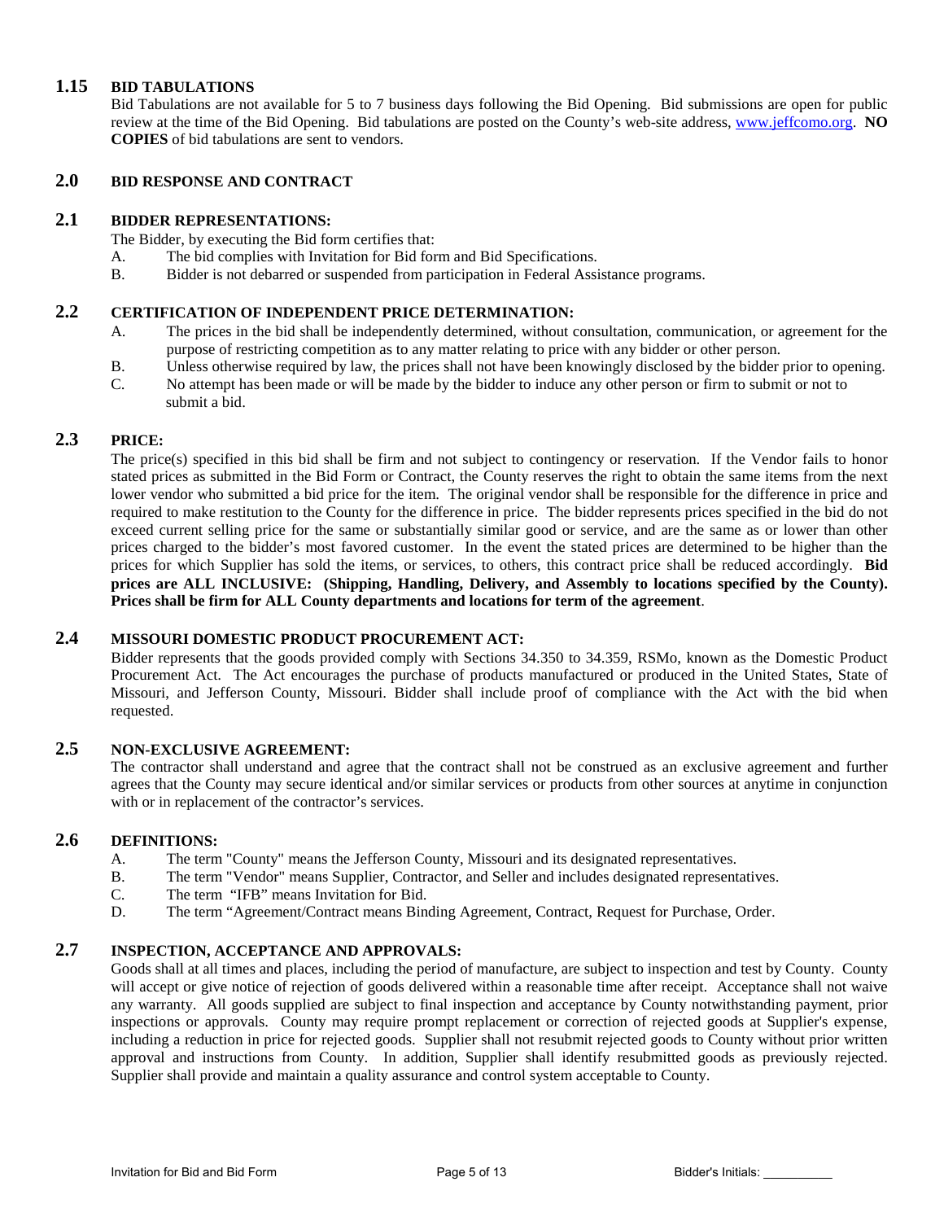## 1.15 BID TABULATIONS

Bid Tabulations are not available for 5 to 7 business days following the Bid Opening. Bid submissions are open for public review at the time of the Bid Opening. Bid tabulations are posted on the County's web-site address, www.jeffcomo.org. **NO COPIES** of bid tabulations are sent to vendors.

# 2.0 BID RESPONSE AND CONTRACT

## 2.1 BIDDER REPRESENTATIONS:

The Bidder, by executing the Bid form certifies that:

A. The bid complies with Invitation for Bid form and Bid Specifications.

B. Bidder is not debarred or suspended from participation in Federal Assistance programs.

## 2.2 CERTIFICATION OF INDEPENDENT PRICE DETERMINATION:

A. The prices in the bid shall be independently determined, without consultation, communication, or agreement for the purpose of restricting competition as to any matter relating to price with any bidder or other person.

B. Unless otherwise required by law, the prices shall not have been knowingly disclosed by the bidder prior to opening.

C. No attempt has been made or will be made by the bidder to induce any other person or firm to submit or not to submit a bid.

## 2.3 PRICE:

The price(s) specified in this bid shall be firm and not subject to contingency or reservation. If the Vendor fails to honor stated prices as submitted in the Bid Form or Contract, the County reserves the right to obtain the same items from the next lower vendor who submitted a bid price for the item. The original vendor shall be responsible for the difference in price and required to make restitution to the County for the difference in price. The bidder represents prices specified in the bid do not exceed current selling price for the same or substantially similar good or service, and are the same as or lower than other prices charged to the bidder's most favored customer. In the event the stated prices are determined to be higher than the prices for which Supplier has sold the items, or services, to others, this contract price shall be reduced accordingly. **Bid prices are ALL INCLUSIVE: (Shipping, Handling, Delivery, and Assembly to locations specified by the County). Prices shall be firm for ALL County departments and locations for term of the agreement**.

## 2.4 MISSOURI DOMESTIC PRODUCT PROCUREMENT ACT:

Bidder represents that the goods provided comply with Sections 34.350 to 34.359, RSMo, known as the Domestic Product Procurement Act. The Act encourages the purchase of products manufactured or produced in the United States, State of Missouri, and Jefferson County, Missouri. Bidder shall include proof of compliance with the Act with the bid when requested.

## 2.5 NON-EXCLUSIVE AGREEMENT:

The contractor shall understand and agree that the contract shall not be construed as an exclusive agreement and further agrees that the County may secure identical and/or similar services or products from other sources at anytime in conjunction with or in replacement of the contractor's services.

## 2.6 DEFINITIONS:

A. The term "County" means the Jefferson County, Missouri and its designated representatives.

B. The term "Vendor" means Supplier, Contractor, and Seller and includes designated representatives.

C. The term "IFB" means Invitation for Bid.

D. The term "Agreement/Contract means Binding Agreement, Contract, Request for Purchase, Order.

## 2.7 INSPECTION, ACCEPTANCE AND APPROVALS:

Goods shall at all times and places, including the period of manufacture, are subject to inspection and test by County. County will accept or give notice of rejection of goods delivered within a reasonable time after receipt. Acceptance shall not waive any warranty. All goods supplied are subject to final inspection and acceptance by County notwithstanding payment, prior inspections or approvals. County may require prompt replacement or correction of rejected goods at Supplier's expense, including a reduction in price for rejected goods. Supplier shall not resubmit rejected goods to County without prior written approval and instructions from County. In addition, Supplier shall identify resubmitted goods as previously rejected. Supplier shall provide and maintain a quality assurance and control system acceptable to County.

Bidder's Initials: __________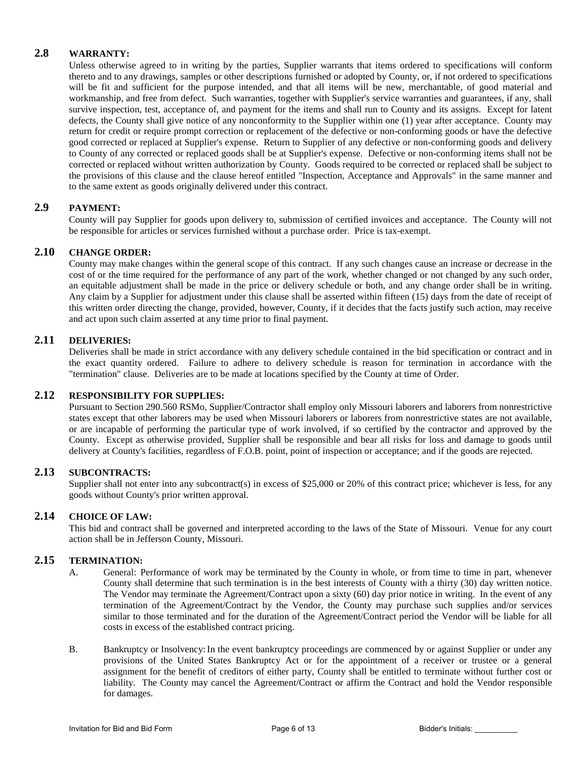## 2.8 WARRANTY:

Unless otherwise agreed to in writing by the parties, Supplier warrants that items ordered to specifications will conform thereto and to any drawings, samples or other descriptions furnished or adopted by County, or, if not ordered to specifications will be fit and sufficient for the purpose intended, and that all items will be new, merchantable, of good material and workmanship, and free from defect. Such warranties, together with Supplier's service warranties and guarantees, if any, shall survive inspection, test, acceptance of, and payment for the items and shall run to County and its assigns. Except for latent defects, the County shall give notice of any nonconformity to the Supplier within one (1) year after acceptance. County may return for credit or require prompt correction or replacement of the defective or non-conforming goods or have the defective good corrected or replaced at Supplier's expense. Return to Supplier of any defective or non-conforming goods and delivery to County of any corrected or replaced goods shall be at Supplier's expense. Defective or non-conforming items shall not be corrected or replaced without written authorization by County. Goods required to be corrected or replaced shall be subject to the provisions of this clause and the clause hereof entitled "Inspection, Acceptance and Approvals" in the same manner and to the same extent as goods originally delivered under this contract.

## 2.9 PAYMENT:

County will pay Supplier for goods upon delivery to, submission of certified invoices and acceptance. The County will not be responsible for articles or services furnished without a purchase order. Price is tax-exempt.

## 2.10 CHANGE ORDER:

County may make changes within the general scope of this contract. If any such changes cause an increase or decrease in the cost of or the time required for the performance of any part of the work, whether changed or not changed by any such order, an equitable adjustment shall be made in the price or delivery schedule or both, and any change order shall be in writing. Any claim by a Supplier for adjustment under this clause shall be asserted within fifteen (15) days from the date of receipt of this written order directing the change, provided, however, County, if it decides that the facts justify such action, may receive and act upon such claim asserted at any time prior to final payment.

## 2.11 DELIVERIES:

Deliveries shall be made in strict accordance with any delivery schedule contained in the bid specification or contract and in the exact quantity ordered. Failure to adhere to delivery schedule is reason for termination in accordance with the "termination" clause. Deliveries are to be made at locations specified by the County at time of Order.

## 2.12 RESPONSIBILITY FOR SUPPLIES:

Pursuant to Section 290.560 RSMo, Supplier/Contractor shall employ only Missouri laborers and laborers from nonrestrictive states except that other laborers may be used when Missouri laborers or laborers from nonrestrictive states are not available, or are incapable of performing the particular type of work involved, if so certified by the contractor and approved by the County. Except as otherwise provided, Supplier shall be responsible and bear all risks for loss and damage to goods until delivery at County's facilities, regardless of F.O.B. point, point of inspection or acceptance; and if the goods are rejected.

## 2.13 SUBCONTRACTS:

Supplier shall not enter into any subcontract(s) in excess of $25,000 or 20% of this contract price; whichever is less, for any goods without County's prior written approval.

## 2.14 CHOICE OF LAW:

This bid and contract shall be governed and interpreted according to the laws of the State of Missouri. Venue for any court action shall be in Jefferson County, Missouri.

## 2.15 TERMINATION:

A. General: Performance of work may be terminated by the County in whole, or from time to time in part, whenever County shall determine that such termination is in the best interests of County with a thirty (30) day written notice. The Vendor may terminate the Agreement/Contract upon a sixty (60) day prior notice in writing. In the event of any termination of the Agreement/Contract by the Vendor, the County may purchase such supplies and/or services similar to those terminated and for the duration of the Agreement/Contract period the Vendor will be liable for all costs in excess of the established contract pricing.

B. Bankruptcy or Insolvency: In the event bankruptcy proceedings are commenced by or against Supplier or under any provisions of the United States Bankruptcy Act or for the appointment of a receiver or trustee or a general assignment for the benefit of creditors of either party, County shall be entitled to terminate without further cost or liability. The County may cancel the Agreement/Contract or affirm the Contract and hold the Vendor responsible for damages.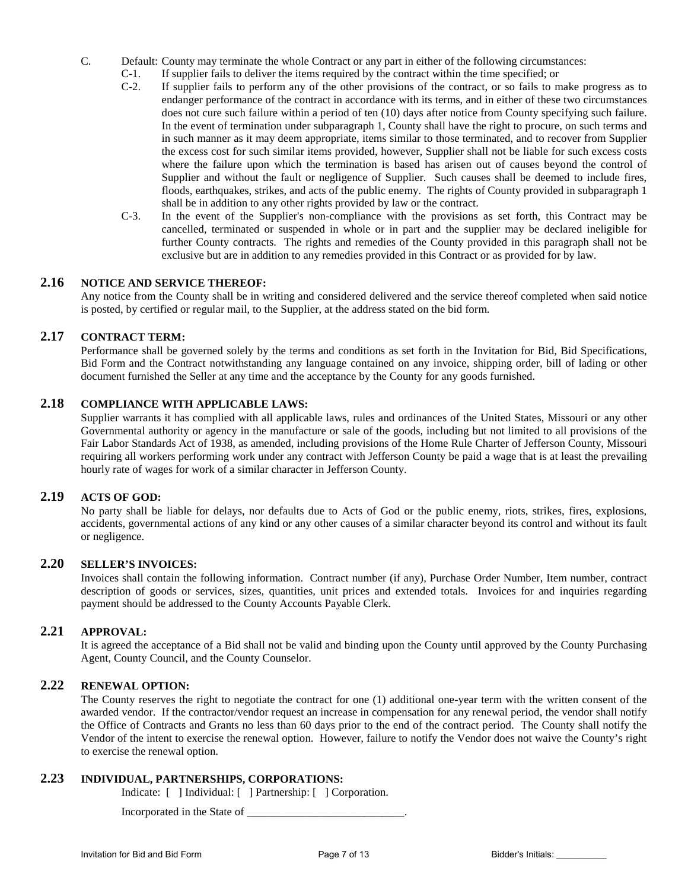C. Default: County may terminate the whole Contract or any part in either of the following circumstances:

C-1. If supplier fails to deliver the items required by the contract within the time specified; or

C-2. If supplier fails to perform any of the other provisions of the contract, or so fails to make progress as to endanger performance of the contract in accordance with its terms, and in either of these two circumstances does not cure such failure within a period of ten (10) days after notice from County specifying such failure. In the event of termination under subparagraph 1, County shall have the right to procure, on such terms and in such manner as it may deem appropriate, items similar to those terminated, and to recover from Supplier the excess cost for such similar items provided, however, Supplier shall not be liable for such excess costs where the failure upon which the termination is based has arisen out of causes beyond the control of Supplier and without the fault or negligence of Supplier. Such causes shall be deemed to include fires, floods, earthquakes, strikes, and acts of the public enemy. The rights of County provided in subparagraph 1 shall be in addition to any other rights provided by law or the contract.

C-3. In the event of the Supplier's non-compliance with the provisions as set forth, this Contract may be cancelled, terminated or suspended in whole or in part and the supplier may be declared ineligible for further County contracts. The rights and remedies of the County provided in this paragraph shall not be exclusive but are in addition to any remedies provided in this Contract or as provided for by law.

## 2.16 NOTICE AND SERVICE THEREOF:

Any notice from the County shall be in writing and considered delivered and the service thereof completed when said notice is posted, by certified or regular mail, to the Supplier, at the address stated on the bid form.

## 2.17 CONTRACT TERM:

Performance shall be governed solely by the terms and conditions as set forth in the Invitation for Bid, Bid Specifications, Bid Form and the Contract notwithstanding any language contained on any invoice, shipping order, bill of lading or other document furnished the Seller at any time and the acceptance by the County for any goods furnished.

## 2.18 COMPLIANCE WITH APPLICABLE LAWS:

Supplier warrants it has complied with all applicable laws, rules and ordinances of the United States, Missouri or any other Governmental authority or agency in the manufacture or sale of the goods, including but not limited to all provisions of the Fair Labor Standards Act of 1938, as amended, including provisions of the Home Rule Charter of Jefferson County, Missouri requiring all workers performing work under any contract with Jefferson County be paid a wage that is at least the prevailing hourly rate of wages for work of a similar character in Jefferson County.

## 2.19 ACTS OF GOD:

No party shall be liable for delays, nor defaults due to Acts of God or the public enemy, riots, strikes, fires, explosions, accidents, governmental actions of any kind or any other causes of a similar character beyond its control and without its fault or negligence.

## 2.20 SELLER'S INVOICES:

Invoices shall contain the following information. Contract number (if any), Purchase Order Number, Item number, contract description of goods or services, sizes, quantities, unit prices and extended totals. Invoices for and inquiries regarding payment should be addressed to the County Accounts Payable Clerk.

## 2.21 APPROVAL:

It is agreed the acceptance of a Bid shall not be valid and binding upon the County until approved by the County Purchasing Agent, County Council, and the County Counselor.

## 2.22 RENEWAL OPTION:

The County reserves the right to negotiate the contract for one (1) additional one-year term with the written consent of the awarded vendor. If the contractor/vendor request an increase in compensation for any renewal period, the vendor shall notify the Office of Contracts and Grants no less than 60 days prior to the end of the contract period. The County shall notify the Vendor of the intent to exercise the renewal option. However, failure to notify the Vendor does not waive the County's right to exercise the renewal option.

## 2.23 INDIVIDUAL, PARTNERSHIPS, CORPORATIONS:

Indicate: [ ] Individual: [ ] Partnership: [ ] Corporation.

Incorporated in the State of ____________________________.

Bidder's Initials: __________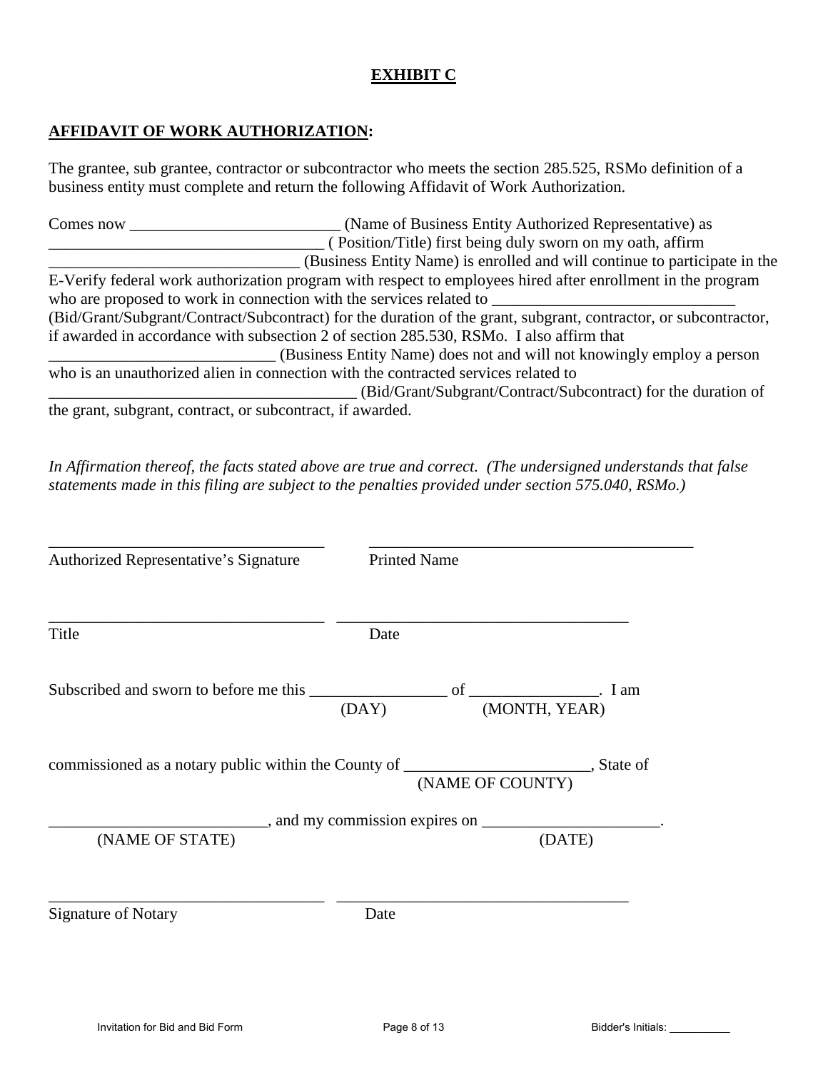# EXHIBIT C

## AFFIDAVIT OF WORK AUTHORIZATION:

The grantee, sub grantee, contractor or subcontractor who meets the section 285.525, RSMo definition of a business entity must complete and return the following Affidavit of Work Authorization.

Comes now __________________________ (Name of Business Entity Authorized Representative) as __________________________________ ( Position/Title) first being duly sworn on my oath, affirm ________________________________ (Business Entity Name) is enrolled and will continue to participate in the E-Verify federal work authorization program with respect to employees hired after enrollment in the program who are proposed to work in connection with the services related to ______________________________ (Bid/Grant/Subgrant/Contract/Subcontract) for the duration of the grant, subgrant, contractor, or subcontractor, if awarded in accordance with subsection 2 of section 285.530, RSMo. I also affirm that ____________________________ (Business Entity Name) does not and will not knowingly employ a person who is an unauthorized alien in connection with the contracted services related to ______________________________________ (Bid/Grant/Subgrant/Contract/Subcontract) for the duration of the grant, subgrant, contract, or subcontract, if awarded.

*In Affirmation thereof, the facts stated above are true and correct. (The undersigned understands that false statements made in this filing are subject to the penalties provided under section 575.040, RSMo.)*

___________________________________ ___________________________________________
Authorized Representative's Signature Printed Name

___________________________________ ____________________________________
Title Date

Subscribed and sworn to before me this _________________ of ________________. I am
(DAY) (MONTH, YEAR)

commissioned as a notary public within the County of _______________________, State of
(NAME OF COUNTY)

__________________________, and my commission expires on ______________________.
(NAME OF STATE) (DATE)

___________________________________ ____________________________________
Signature of Notary Date

Invitation for Bid and Bid Form

Bidder's Initials: __________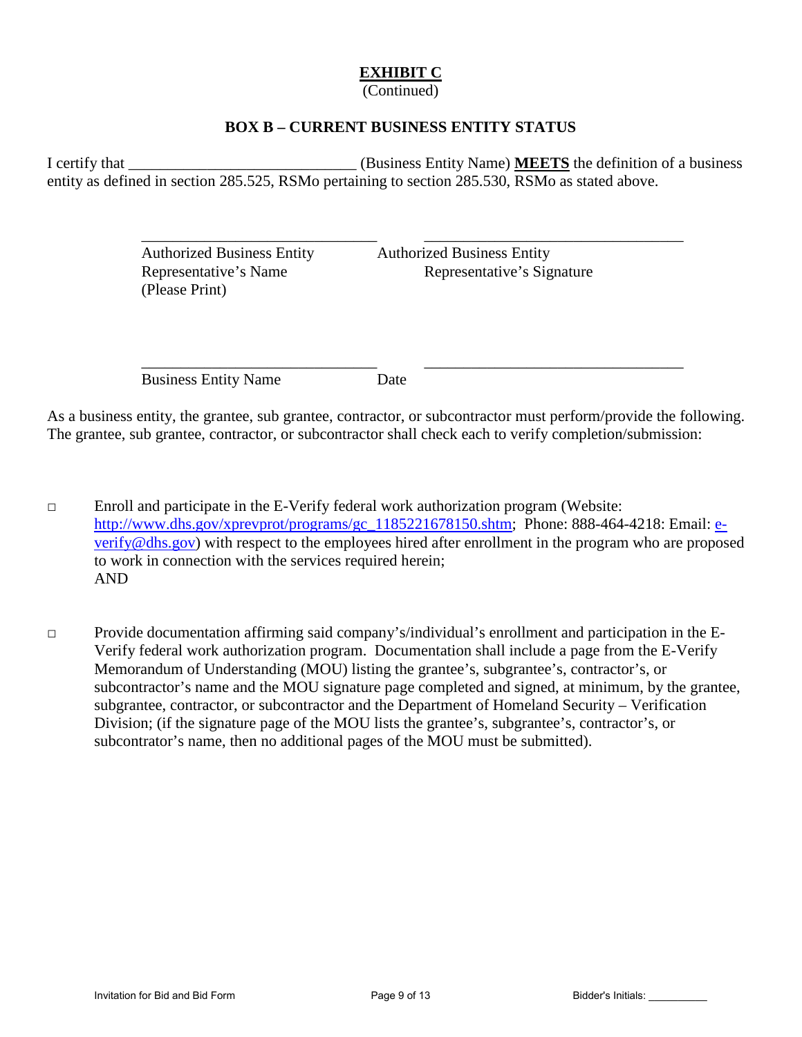# **EXHIBIT C**

(Continued)

## **BOX B – CURRENT BUSINESS ENTITY STATUS**

I certify that _____________________________ (Business Entity Name) **MEETS** the definition of a business entity as defined in section 285.525, RSMo pertaining to section 285.530, RSMo as stated above.

| _______________________________ | _______________________________ |
|---|---|
| Authorized Business Entity Representative's Name (Please Print) | Authorized Business Entity Representative's Signature |

| _______________________________ | _______________________________ |
|---|---|
| Business Entity Name | Date |

As a business entity, the grantee, sub grantee, contractor, or subcontractor must perform/provide the following. The grantee, sub grantee, contractor, or subcontractor shall check each to verify completion/submission:

□ Enroll and participate in the E-Verify federal work authorization program (Website: http://www.dhs.gov/xprevprot/programs/gc_1185221678150.shtm; Phone: 888-464-4218: Email: e-verify@dhs.gov) with respect to the employees hired after enrollment in the program who are proposed to work in connection with the services required herein;
AND

□ Provide documentation affirming said company's/individual's enrollment and participation in the E-Verify federal work authorization program. Documentation shall include a page from the E-Verify Memorandum of Understanding (MOU) listing the grantee's, subgrantee's, contractor's, or subcontractor's name and the MOU signature page completed and signed, at minimum, by the grantee, subgrantee, contractor, or subcontractor and the Department of Homeland Security – Verification Division; (if the signature page of the MOU lists the grantee's, subgrantee's, contractor's, or subcontrator's name, then no additional pages of the MOU must be submitted).

Bidder's Initials: __________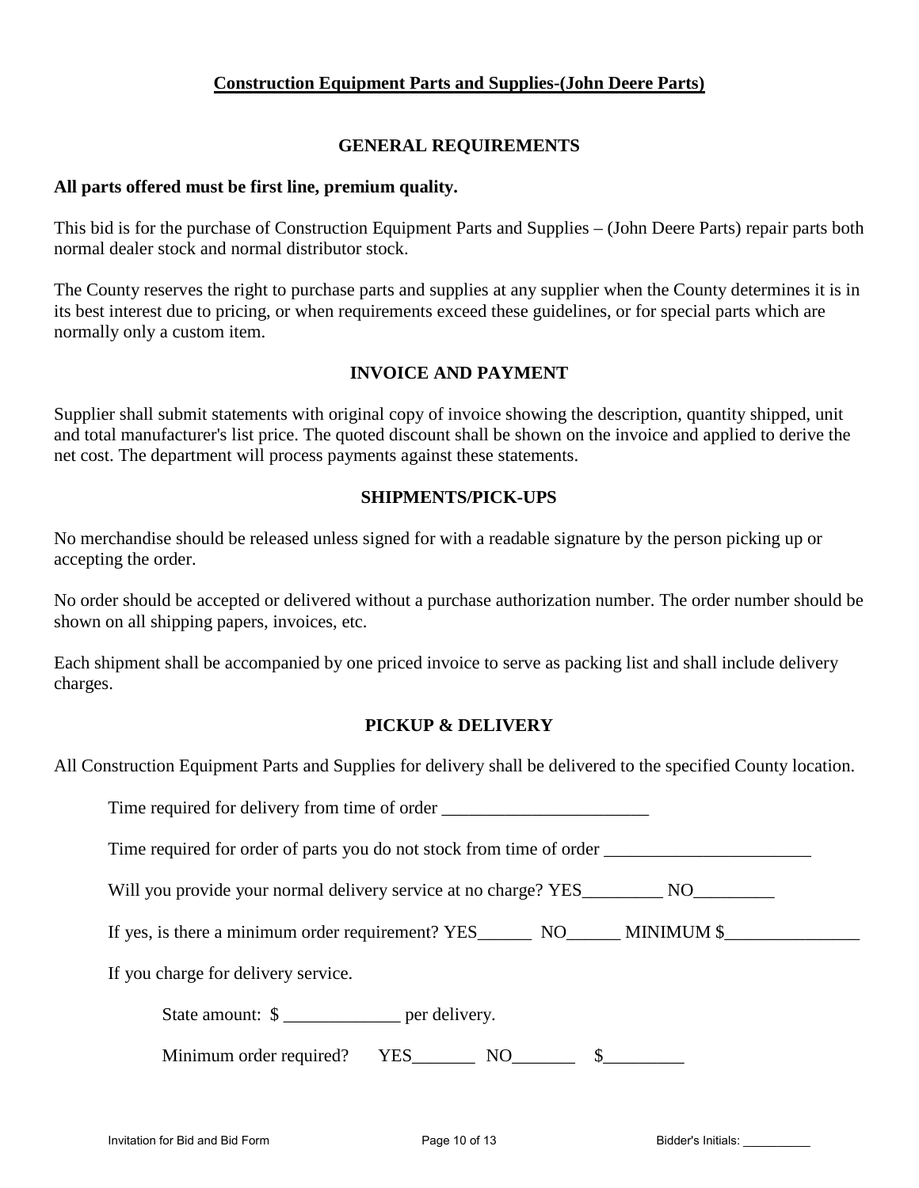**Construction Equipment Parts and Supplies-(John Deere Parts)**

## GENERAL REQUIREMENTS

**All parts offered must be first line, premium quality.**

This bid is for the purchase of Construction Equipment Parts and Supplies – (John Deere Parts) repair parts both normal dealer stock and normal distributor stock.

The County reserves the right to purchase parts and supplies at any supplier when the County determines it is in its best interest due to pricing, or when requirements exceed these guidelines, or for special parts which are normally only a custom item.

## INVOICE AND PAYMENT

Supplier shall submit statements with original copy of invoice showing the description, quantity shipped, unit and total manufacturer's list price. The quoted discount shall be shown on the invoice and applied to derive the net cost. The department will process payments against these statements.

## SHIPMENTS/PICK-UPS

No merchandise should be released unless signed for with a readable signature by the person picking up or accepting the order.

No order should be accepted or delivered without a purchase authorization number. The order number should be shown on all shipping papers, invoices, etc.

Each shipment shall be accompanied by one priced invoice to serve as packing list and shall include delivery charges.

## PICKUP & DELIVERY

All Construction Equipment Parts and Supplies for delivery shall be delivered to the specified County location.

Time required for delivery from time of order _______________________

Time required for order of parts you do not stock from time of order _______________________

Will you provide your normal delivery service at no charge? YES_________ NO_________

If yes, is there a minimum order requirement? YES______ NO______ MINIMUM $_______________

If you charge for delivery service.

State amount: $ _____________ per delivery.

Minimum order required? YES_______ NO_______ $_________

Bidder's Initials: __________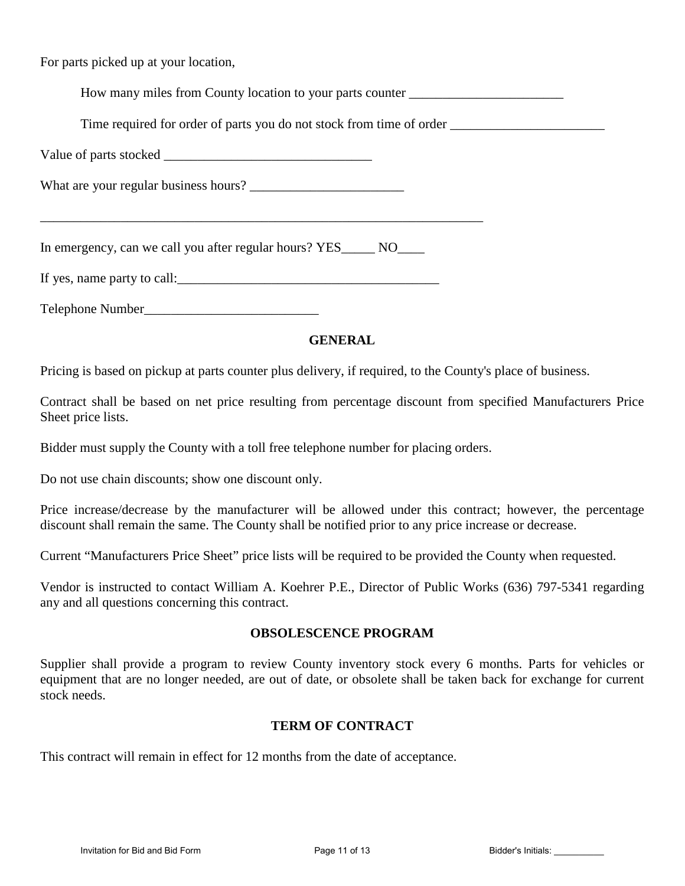For parts picked up at your location,

How many miles from County location to your parts counter _______________________

Time required for order of parts you do not stock from time of order _______________________

Value of parts stocked _______________________________

What are your regular business hours? _______________________

____________________________________________________________________

In emergency, can we call you after regular hours? YES_____ NO____

If yes, name party to call:________________________________________

Telephone Number__________________________

## GENERAL

Pricing is based on pickup at parts counter plus delivery, if required, to the County's place of business.

Contract shall be based on net price resulting from percentage discount from specified Manufacturers Price Sheet price lists.

Bidder must supply the County with a toll free telephone number for placing orders.

Do not use chain discounts; show one discount only.

Price increase/decrease by the manufacturer will be allowed under this contract; however, the percentage discount shall remain the same. The County shall be notified prior to any price increase or decrease.

Current "Manufacturers Price Sheet" price lists will be required to be provided the County when requested.

Vendor is instructed to contact William A. Koehrer P.E., Director of Public Works (636) 797-5341 regarding any and all questions concerning this contract.

## OBSOLESCENCE PROGRAM

Supplier shall provide a program to review County inventory stock every 6 months. Parts for vehicles or equipment that are no longer needed, are out of date, or obsolete shall be taken back for exchange for current stock needs.

## TERM OF CONTRACT

This contract will remain in effect for 12 months from the date of acceptance.

Invitation for Bid and Bid Form Bidder's Initials: __________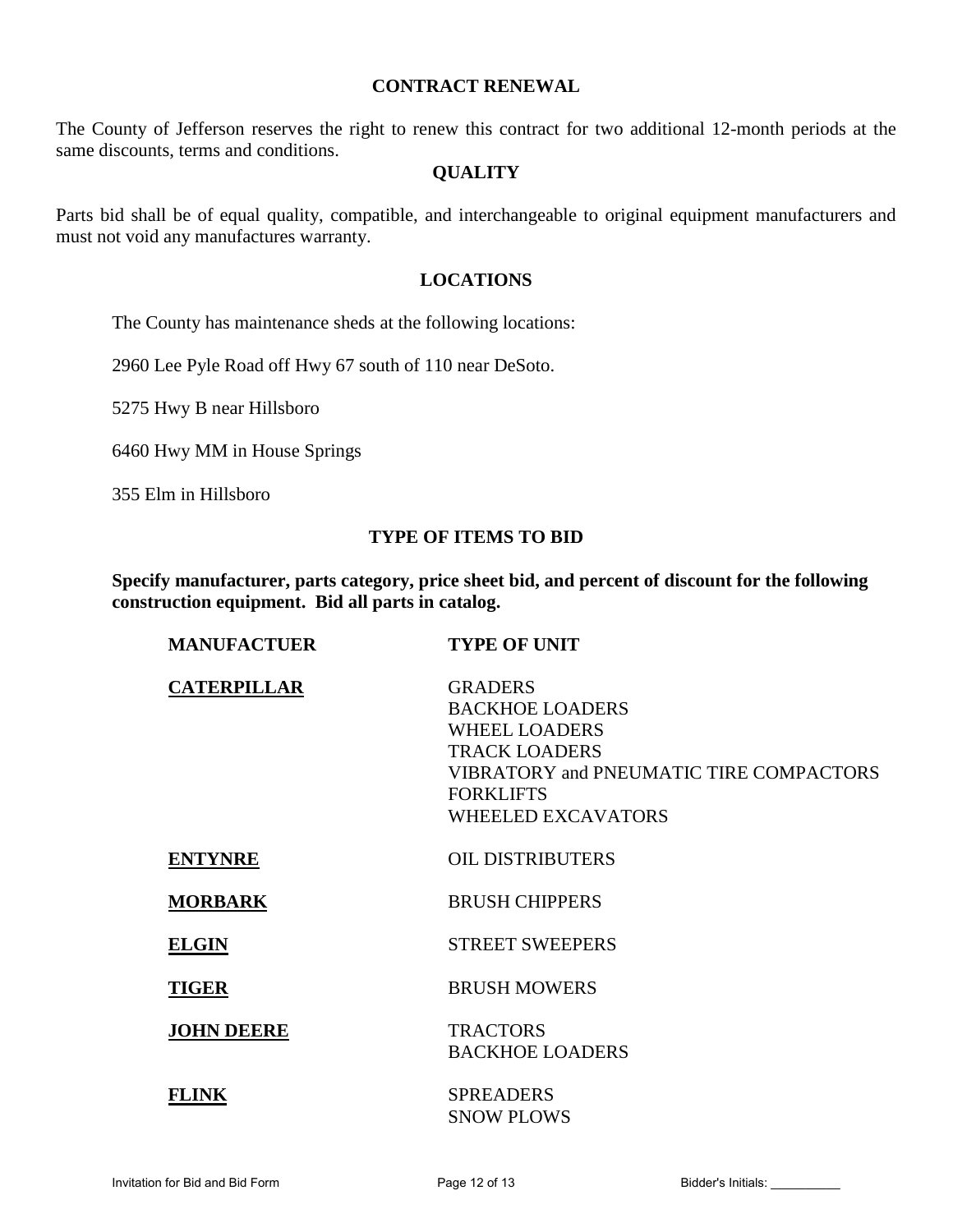## CONTRACT RENEWAL

The County of Jefferson reserves the right to renew this contract for two additional 12-month periods at the same discounts, terms and conditions.

## QUALITY

Parts bid shall be of equal quality, compatible, and interchangeable to original equipment manufacturers and must not void any manufactures warranty.

## LOCATIONS

The County has maintenance sheds at the following locations:

2960 Lee Pyle Road off Hwy 67 south of 110 near DeSoto.

5275 Hwy B near Hillsboro

6460 Hwy MM in House Springs

355 Elm in Hillsboro

## TYPE OF ITEMS TO BID

**Specify manufacturer, parts category, price sheet bid, and percent of discount for the following construction equipment. Bid all parts in catalog.**

| MANUFACTUER | TYPE OF UNIT |
|---|---|
| **CATERPILLAR** | GRADERS<br>BACKHOE LOADERS<br>WHEEL LOADERS<br>TRACK LOADERS<br>VIBRATORY and PNEUMATIC TIRE COMPACTORS<br>FORKLIFTS<br>WHEELED EXCAVATORS |
| **ENTYNRE** | OIL DISTRIBUTERS |
| **MORBARK** | BRUSH CHIPPERS |
| **ELGIN** | STREET SWEEPERS |
| **TIGER** | BRUSH MOWERS |
| **JOHN DEERE** | TRACTORS<br>BACKHOE LOADERS |
| **FLINK** | SPREADERS<br>SNOW PLOWS |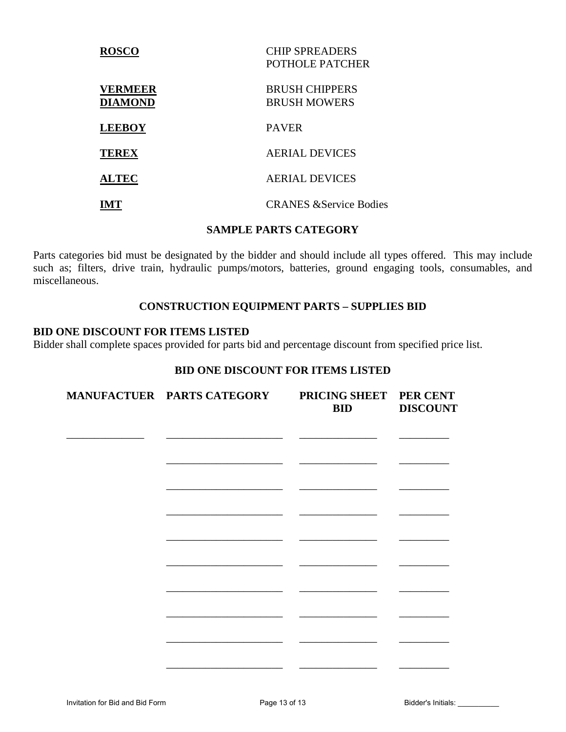| | |
|---|---|
| **ROSCO** | CHIP SPREADERS<br>POTHOLE PATCHER |
| **VERMEER** | BRUSH CHIPPERS |
| **DIAMOND** | BRUSH MOWERS |
| **LEEBOY** | PAVER |
| **TEREX** | AERIAL DEVICES |
| **ALTEC** | AERIAL DEVICES |
| **IMT** | CRANES &Service Bodies |

### SAMPLE PARTS CATEGORY

Parts categories bid must be designated by the bidder and should include all types offered. This may include such as; filters, drive train, hydraulic pumps/motors, batteries, ground engaging tools, consumables, and miscellaneous.

### CONSTRUCTION EQUIPMENT PARTS – SUPPLIES BID

**BID ONE DISCOUNT FOR ITEMS LISTED**

Bidder shall complete spaces provided for parts bid and percentage discount from specified price list.

### BID ONE DISCOUNT FOR ITEMS LISTED

| MANUFACTUER | PARTS CATEGORY | PRICING SHEET BID | PER CENT DISCOUNT |
|---|---|---|---|
| ______________ | ______________________ | ______________ | _________ |
| | ______________________ | ______________ | _________ |
| | ______________________ | ______________ | _________ |
| | ______________________ | ______________ | _________ |
| | ______________________ | ______________ | _________ |
| | ______________________ | ______________ | _________ |
| | ______________________ | ______________ | _________ |
| | ______________________ | ______________ | _________ |
| | ______________________ | ______________ | _________ |
| | ______________________ | ______________ | _________ |

Bidder's Initials: __________